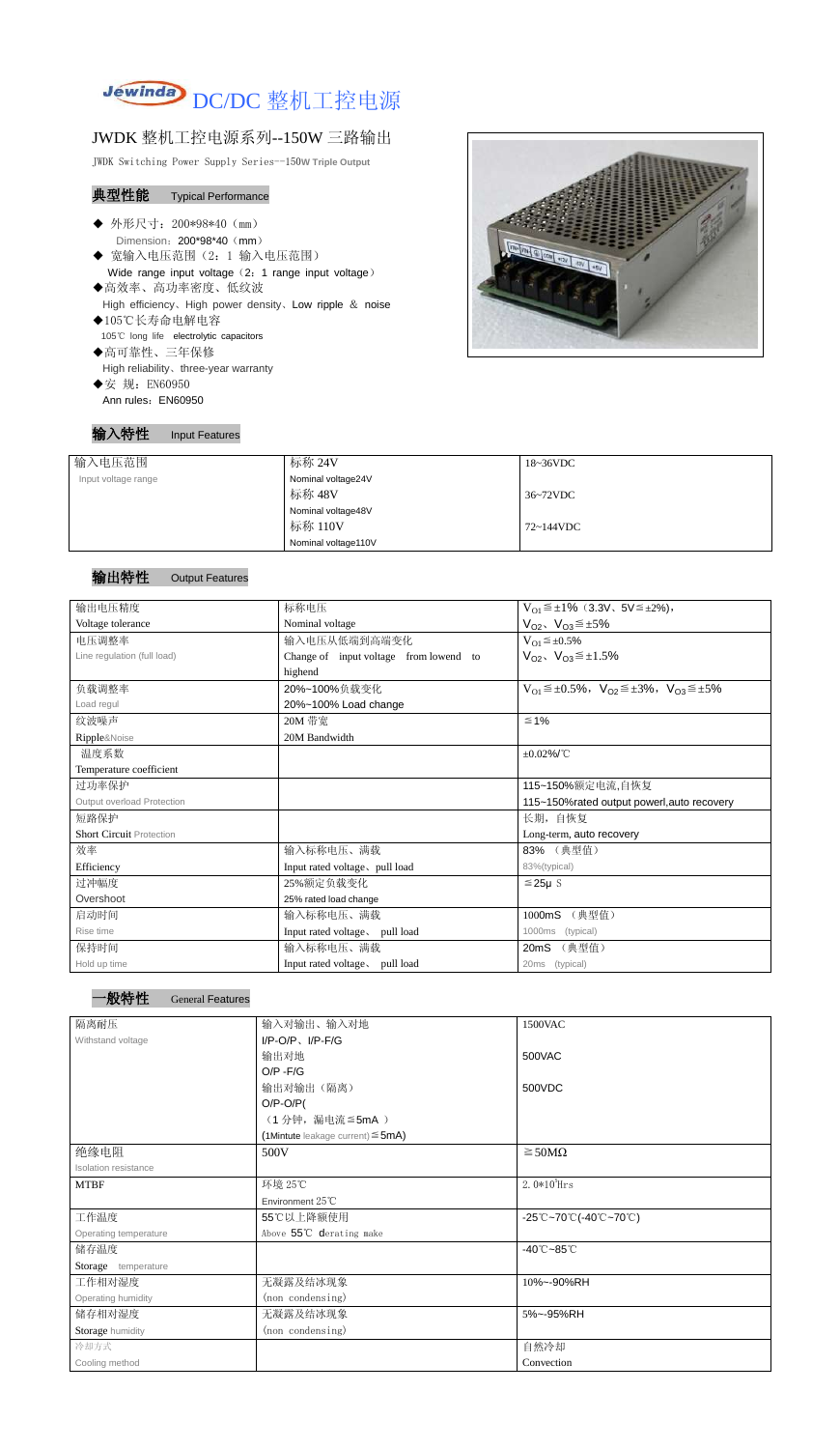# DC/DC 整机工控电源

## JWDK 整机工控电源系列--150W 三路输出

JWDK Switching Power Supply Series--150W Triple Output

### 典型性能 Typical Performance

- ◆ 外形尺寸：200\*98\*40（mm）
  Dimension：200\*98\*40（mm）
- ◆ 宽输入电压范围（2：1 输入电压范围）
  Wide range input voltage（2：1 range input voltage）
- ◆高效率、高功率密度、低纹波
  High efficiency、High power density、Low ripple ＆ noise
- ◆105℃长寿命电解电容
  105℃ long life electrolytic capacitors
- ◆高可靠性、三年保修
  High reliability、three-year warranty
- ◆安 规：EN60950
  Ann rules：EN60950

### 输入特性 Input Features

| 输入电压范围 Input voltage range | 标称 24V Nominal voltage24V | 18~36VDC |
|---|---|---|
| | 标称 48V Nominal voltage48V | 36~72VDC |
| | 标称 110V Nominal voltage110V | 72~144VDC |

### 输出特性 Output Features

| 输出电压精度 Voltage tolerance | 标称电压 Nominal voltage | $V_{O1}$≦±1%（3.3V、5V≦±2%），$V_{O2}$、$V_{O3}$≦±5% |
|---|---|---|
| 电压调整率 Line regulation (full load) | 输入电压从低端到高端变化 Change of input voltage from lowend to highend | $V_{O1}$≦±0.5% $V_{O2}$、$V_{O3}$≦±1.5% |
| 负载调整率 Load regul | 20%~100%负载变化 20%~100% Load change | $V_{O1}$≦±0.5%，$V_{O2}$≦±3%，$V_{O3}$≦±5% |
| 纹波噪声 Ripple&Noise | 20M 带宽 20M Bandwidth | ≦1% |
| 温度系数 Temperature coefficient | | ±0.02%/℃ |
| 过功率保护 Output overload Protection | | 115~150%额定电流,自恢复 115~150%rated output powerl,auto recovery |
| 短路保护 Short Circuit Protection | | 长期，自恢复 Long-term, auto recovery |
| 效率 Efficiency | 输入标称电压、满载 Input rated voltage、pull load | 83% （典型值） 83%(typical) |
| 过冲幅度 Overshoot | 25%额定负载变化 25% rated load change | ≦25μ S |
| 启动时间 Rise time | 输入标称电压、满载 Input rated voltage、 pull load | 1000mS （典型值） 1000ms (typical) |
| 保持时间 Hold up time | 输入标称电压、满载 Input rated voltage、 pull load | 20mS （典型值） 20ms (typical) |

### 一般特性 General Features

| 隔离耐压 Withstand voltage | 输入对输出、输入对地 I/P-O/P、I/P-F/G | 1500VAC |
|---|---|---|
| | 输出对地 O/P -F/G | 500VAC |
| | 输出对输出（隔离） O/P-O/P( | 500VDC |
| | （1 分钟，漏电流≦5mA ） (1Mintute leakage current)≦5mA) | |
| 绝缘电阻 Isolation resistance | 500V | ≧50MΩ |
| MTBF | 环境 25℃ Environment 25℃ | 2.0\*10⁵Hrs |
| 工作温度 Operating temperature | 55℃以上降额使用 Above 55℃ derating make | -25℃~70℃(-40℃~70℃) |
| 储存温度 Storage temperature | | -40℃~85℃ |
| 工作相对湿度 Operating humidity | 无凝露及结冰现象 (non condensing) | 10%~-90%RH |
| 储存相对湿度 Storage humidity | 无凝露及结冰现象 (non condensing) | 5%~-95%RH |
| 冷却方式 Cooling method | | 自然冷却 Convection |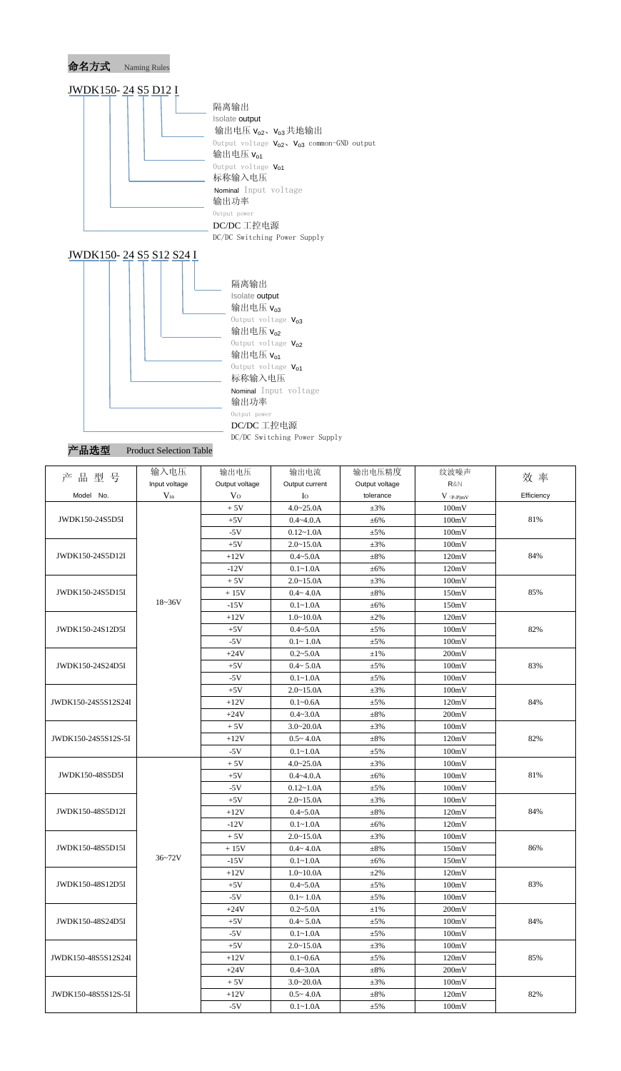## 命名方式 Naming Rules

JWDK150- 24 S5 D12 I

- 隔离输出 Isolate output
- 输出电压 $V_{o2}$、$V_{o3}$ 共地输出 Output voltage $V_{o2}$、$V_{o3}$ common-GND output
- 输出电压 $V_{o1}$ Output voltage $V_{o1}$
- 标称输入电压 Nominal Input voltage
- 输出功率 Output power
- DC/DC 工控电源 DC/DC Switching Power Supply

JWDK150- 24 S5 S12 S24 I

- 隔离输出 Isolate output
- 输出电压 $V_{o3}$ Output voltage $V_{o3}$
- 输出电压 $V_{o2}$ Output voltage $V_{o2}$
- 输出电压 $V_{o1}$ Output voltage $V_{o1}$
- 标称输入电压 Nominal Input voltage
- 输出功率 Output power
- DC/DC 工控电源 DC/DC Switching Power Supply

## 产品选型 Product Selection Table

| 产 品 型 号 Model No. | 输入电压 Input voltage $V_{in}$ | 输出电压 Output voltage $V_O$ | 输出电流 Output current $I_O$ | 输出电压精度 Output voltage tolerance | 纹波噪声 R&N $V_{(P-P)mV}$ | 效 率 Efficiency |
|---|---|---|---|---|---|---|
| JWDK150-24S5D5I | 18~36V | + 5V | 4.0~25.0A | ±3% | 100mV | 81% |
| | | +5V | 0.4~4.0.A | ±6% | 100mV | |
| | | -5V | 0.12~1.0A | ±5% | 100mV | |
| JWDK150-24S5D12I | | +5V | 2.0~15.0A | ±3% | 100mV | 84% |
| | | +12V | 0.4~5.0A | ±8% | 120mV | |
| | | -12V | 0.1~1.0A | ±6% | 120mV | |
| JWDK150-24S5D15I | | + 5V | 2.0~15.0A | ±3% | 100mV | 85% |
| | | + 15V | 0.4~ 4.0A | ±8% | 150mV | |
| | | -15V | 0.1~1.0A | ±6% | 150mV | |
| JWDK150-24S12D5I | | +12V | 1.0~10.0A | ±2% | 120mV | 82% |
| | | +5V | 0.4~5.0A | ±5% | 100mV | |
| | | -5V | 0.1~ 1.0A | ±5% | 100mV | |
| JWDK150-24S24D5I | | +24V | 0.2~5.0A | ±1% | 200mV | 83% |
| | | +5V | 0.4~ 5.0A | ±5% | 100mV | |
| | | -5V | 0.1~1.0A | ±5% | 100mV | |
| JWDK150-24S5S12S24I | | +5V | 2.0~15.0A | ±3% | 100mV | 84% |
| | | +12V | 0.1~0.6A | ±5% | 120mV | |
| | | +24V | 0.4~3.0A | ±8% | 200mV | |
| JWDK150-24S5S12S-5I | | + 5V | 3.0~20.0A | ±3% | 100mV | 82% |
| | | +12V | 0.5~ 4.0A | ±8% | 120mV | |
| | | -5V | 0.1~1.0A | ±5% | 100mV | |
| JWDK150-48S5D5I | 36~72V | + 5V | 4.0~25.0A | ±3% | 100mV | 81% |
| | | +5V | 0.4~4.0.A | ±6% | 100mV | |
| | | -5V | 0.12~1.0A | ±5% | 100mV | |
| JWDK150-48S5D12I | | +5V | 2.0~15.0A | ±3% | 100mV | 84% |
| | | +12V | 0.4~5.0A | ±8% | 120mV | |
| | | -12V | 0.1~1.0A | ±6% | 120mV | |
| JWDK150-48S5D15I | | + 5V | 2.0~15.0A | ±3% | 100mV | 86% |
| | | + 15V | 0.4~ 4.0A | ±8% | 150mV | |
| | | -15V | 0.1~1.0A | ±6% | 150mV | |
| JWDK150-48S12D5I | | +12V | 1.0~10.0A | ±2% | 120mV | 83% |
| | | +5V | 0.4~5.0A | ±5% | 100mV | |
| | | -5V | 0.1~ 1.0A | ±5% | 100mV | |
| JWDK150-48S24D5I | | +24V | 0.2~5.0A | ±1% | 200mV | 84% |
| | | +5V | 0.4~ 5.0A | ±5% | 100mV | |
| | | -5V | 0.1~1.0A | ±5% | 100mV | |
| JWDK150-48S5S12S24I | | +5V | 2.0~15.0A | ±3% | 100mV | 85% |
| | | +12V | 0.1~0.6A | ±5% | 120mV | |
| | | +24V | 0.4~3.0A | ±8% | 200mV | |
| JWDK150-48S5S12S-5I | | + 5V | 3.0~20.0A | ±3% | 100mV | 82% |
| | | +12V | 0.5~ 4.0A | ±8% | 120mV | |
| | | -5V | 0.1~1.0A | ±5% | 100mV | |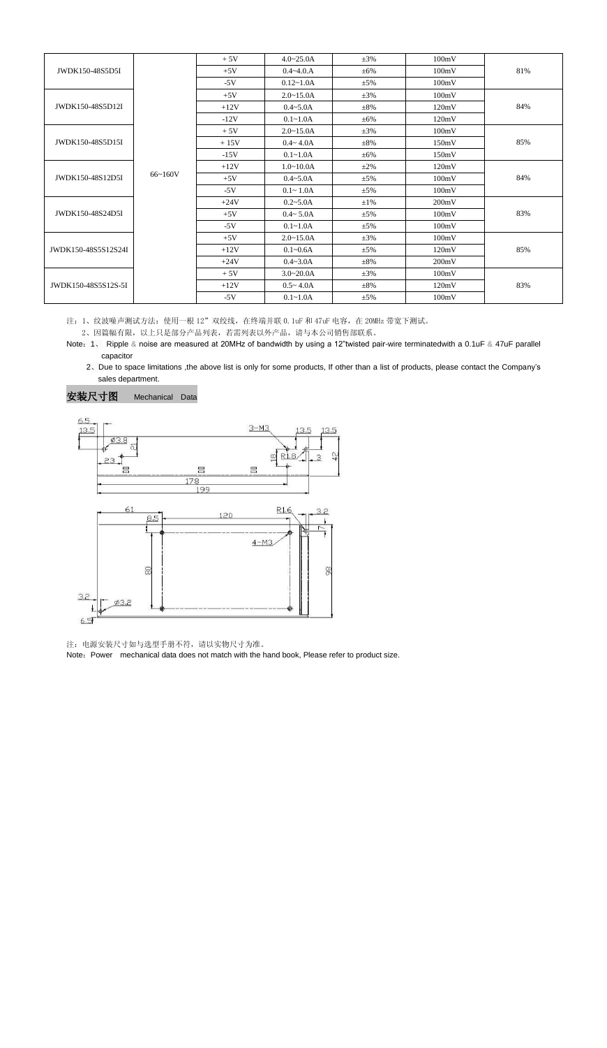| | | | | | | |
|---|---|---|---|---|---|---|
| JWDK150-48S5D5I | 66~160V | + 5V | 4.0~25.0A | ±3% | 100mV | 81% |
| | | +5V | 0.4~4.0.A | ±6% | 100mV | |
| | | -5V | 0.12~1.0A | ±5% | 100mV | |
| JWDK150-48S5D12I | | +5V | 2.0~15.0A | ±3% | 100mV | 84% |
| | | +12V | 0.4~5.0A | ±8% | 120mV | |
| | | -12V | 0.1~1.0A | ±6% | 120mV | |
| JWDK150-48S5D15I | | + 5V | 2.0~15.0A | ±3% | 100mV | 85% |
| | | + 15V | 0.4~ 4.0A | ±8% | 150mV | |
| | | -15V | 0.1~1.0A | ±6% | 150mV | |
| JWDK150-48S12D5I | | +12V | 1.0~10.0A | ±2% | 120mV | 84% |
| | | +5V | 0.4~5.0A | ±5% | 100mV | |
| | | -5V | 0.1~ 1.0A | ±5% | 100mV | |
| JWDK150-48S24D5I | | +24V | 0.2~5.0A | ±1% | 200mV | 83% |
| | | +5V | 0.4~ 5.0A | ±5% | 100mV | |
| | | -5V | 0.1~1.0A | ±5% | 100mV | |
| JWDK150-48S5S12S24I | | +5V | 2.0~15.0A | ±3% | 100mV | 85% |
| | | +12V | 0.1~0.6A | ±5% | 120mV | |
| | | +24V | 0.4~3.0A | ±8% | 200mV | |
| JWDK150-48S5S12S-5I | | + 5V | 3.0~20.0A | ±3% | 100mV | 83% |
| | | +12V | 0.5~ 4.0A | ±8% | 120mV | |
| | | -5V | 0.1~1.0A | ±5% | 100mV | |

注：1、纹波噪声测试方法：使用一根 12" 双绞线，在终端并联 0.1uF 和 47uF 电容，在 20MHz 带宽下测试。

2、因篇幅有限，以上只是部分产品列表，若需列表以外产品，请与本公司销售部联系。

Note：1、 Ripple & noise are measured at 20MHz of bandwidth by using a 12"twisted pair-wire terminatedwith a 0.1uF & 47uF parallel capacitor

2、Due to space limitations ,the above list is only for some products, If other than a list of products, please contact the Company's sales department.

## 安装尺寸图 Mechanical Data

6.5
13.5
Ø3.8
21
23
3-M3
13.5
13.5
18
R1.8
13
42
178
199
61
8.5
120
R1.6
3.2
7
4-M3
80
98
3.2
Ø3.2
6.5

注：电源安装尺寸如与选型手册不符，请以实物尺寸为准。

Note：Power mechanical data does not match with the hand book, Please refer to product size.